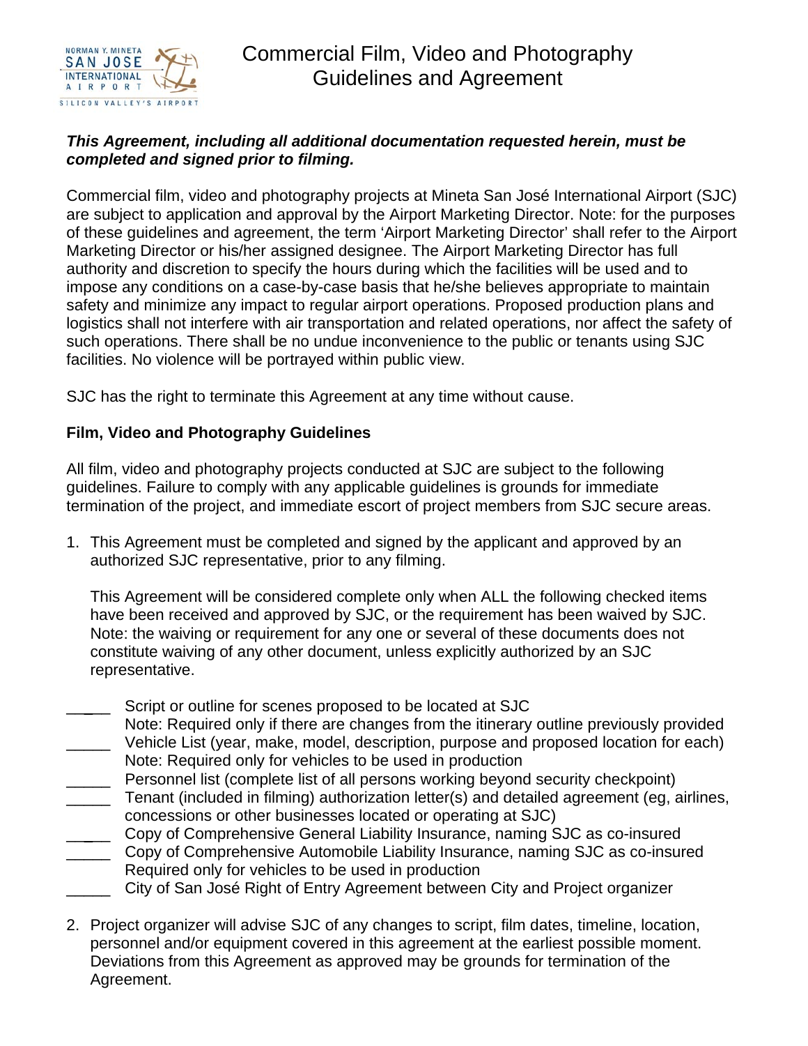# Commercial Film, Video and Photography Guidelines and Agreement

***This Agreement, including all additional documentation requested herein, must be completed and signed prior to filming.***

Commercial film, video and photography projects at Mineta San José International Airport (SJC) are subject to application and approval by the Airport Marketing Director. Note: for the purposes of these guidelines and agreement, the term 'Airport Marketing Director' shall refer to the Airport Marketing Director or his/her assigned designee. The Airport Marketing Director has full authority and discretion to specify the hours during which the facilities will be used and to impose any conditions on a case-by-case basis that he/she believes appropriate to maintain safety and minimize any impact to regular airport operations. Proposed production plans and logistics shall not interfere with air transportation and related operations, nor affect the safety of such operations. There shall be no undue inconvenience to the public or tenants using SJC facilities. No violence will be portrayed within public view.

SJC has the right to terminate this Agreement at any time without cause.

**Film, Video and Photography Guidelines**

All film, video and photography projects conducted at SJC are subject to the following guidelines. Failure to comply with any applicable guidelines is grounds for immediate termination of the project, and immediate escort of project members from SJC secure areas.

1. This Agreement must be completed and signed by the applicant and approved by an authorized SJC representative, prior to any filming.

   This Agreement will be considered complete only when ALL the following checked items have been received and approved by SJC, or the requirement has been waived by SJC. Note: the waiving or requirement for any one or several of these documents does not constitute waiving of any other document, unless explicitly authorized by an SJC representative.

_____ Script or outline for scenes proposed to be located at SJC
Note: Required only if there are changes from the itinerary outline previously provided
_____ Vehicle List (year, make, model, description, purpose and proposed location for each)
Note: Required only for vehicles to be used in production
_____ Personnel list (complete list of all persons working beyond security checkpoint)
_____ Tenant (included in filming) authorization letter(s) and detailed agreement (eg, airlines, concessions or other businesses located or operating at SJC)
_____ Copy of Comprehensive General Liability Insurance, naming SJC as co-insured
_____ Copy of Comprehensive Automobile Liability Insurance, naming SJC as co-insured
Required only for vehicles to be used in production
_____ City of San José Right of Entry Agreement between City and Project organizer

2. Project organizer will advise SJC of any changes to script, film dates, timeline, location, personnel and/or equipment covered in this agreement at the earliest possible moment. Deviations from this Agreement as approved may be grounds for termination of the Agreement.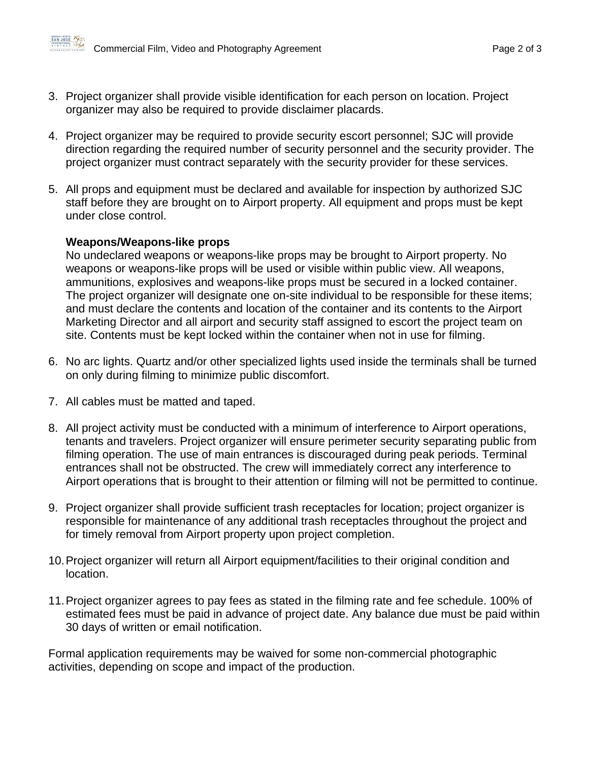3. Project organizer shall provide visible identification for each person on location. Project organizer may also be required to provide disclaimer placards.

4. Project organizer may be required to provide security escort personnel; SJC will provide direction regarding the required number of security personnel and the security provider. The project organizer must contract separately with the security provider for these services.

5. All props and equipment must be declared and available for inspection by authorized SJC staff before they are brought on to Airport property. All equipment and props must be kept under close control.

   **Weapons/Weapons-like props**
   No undeclared weapons or weapons-like props may be brought to Airport property. No weapons or weapons-like props will be used or visible within public view. All weapons, ammunitions, explosives and weapons-like props must be secured in a locked container. The project organizer will designate one on-site individual to be responsible for these items; and must declare the contents and location of the container and its contents to the Airport Marketing Director and all airport and security staff assigned to escort the project team on site. Contents must be kept locked within the container when not in use for filming.

6. No arc lights. Quartz and/or other specialized lights used inside the terminals shall be turned on only during filming to minimize public discomfort.

7. All cables must be matted and taped.

8. All project activity must be conducted with a minimum of interference to Airport operations, tenants and travelers. Project organizer will ensure perimeter security separating public from filming operation. The use of main entrances is discouraged during peak periods. Terminal entrances shall not be obstructed. The crew will immediately correct any interference to Airport operations that is brought to their attention or filming will not be permitted to continue.

9. Project organizer shall provide sufficient trash receptacles for location; project organizer is responsible for maintenance of any additional trash receptacles throughout the project and for timely removal from Airport property upon project completion.

10. Project organizer will return all Airport equipment/facilities to their original condition and location.

11. Project organizer agrees to pay fees as stated in the filming rate and fee schedule. 100% of estimated fees must be paid in advance of project date. Any balance due must be paid within 30 days of written or email notification.

Formal application requirements may be waived for some non-commercial photographic activities, depending on scope and impact of the production.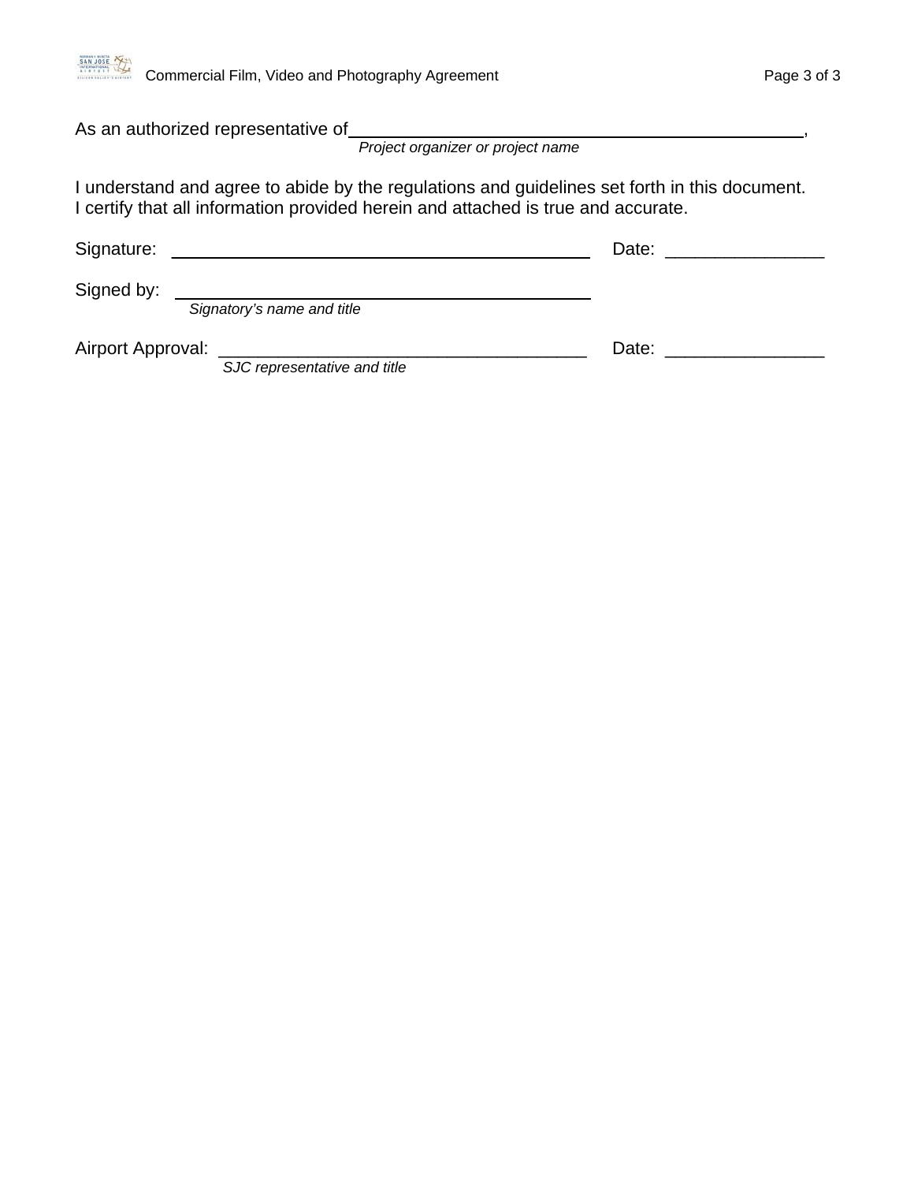As an authorized representative of\_\_\_\_\_\_\_\_\_\_\_\_\_\_\_\_\_\_\_\_\_\_\_\_\_\_\_\_\_\_\_\_\_\_\_\_\_\_\_\_\_\_\_\_,

*Project organizer or project name*

I understand and agree to abide by the regulations and guidelines set forth in this document.
I certify that all information provided herein and attached is true and accurate.

Signature: \_\_\_\_\_\_\_\_\_\_\_\_\_\_\_\_\_\_\_\_\_\_\_\_\_\_\_\_\_\_\_\_\_\_\_\_\_\_\_\_ Date: \_\_\_\_\_\_\_\_\_\_\_\_\_\_\_\_

Signed by: \_\_\_\_\_\_\_\_\_\_\_\_\_\_\_\_\_\_\_\_\_\_\_\_\_\_\_\_\_\_\_\_\_\_\_\_\_\_\_\_

*Signatory's name and title*

Airport Approval: \_\_\_\_\_\_\_\_\_\_\_\_\_\_\_\_\_\_\_\_\_\_\_\_\_\_\_\_\_\_\_\_\_\_\_\_\_ Date: \_\_\_\_\_\_\_\_\_\_\_\_\_\_\_\_

*SJC representative and title*